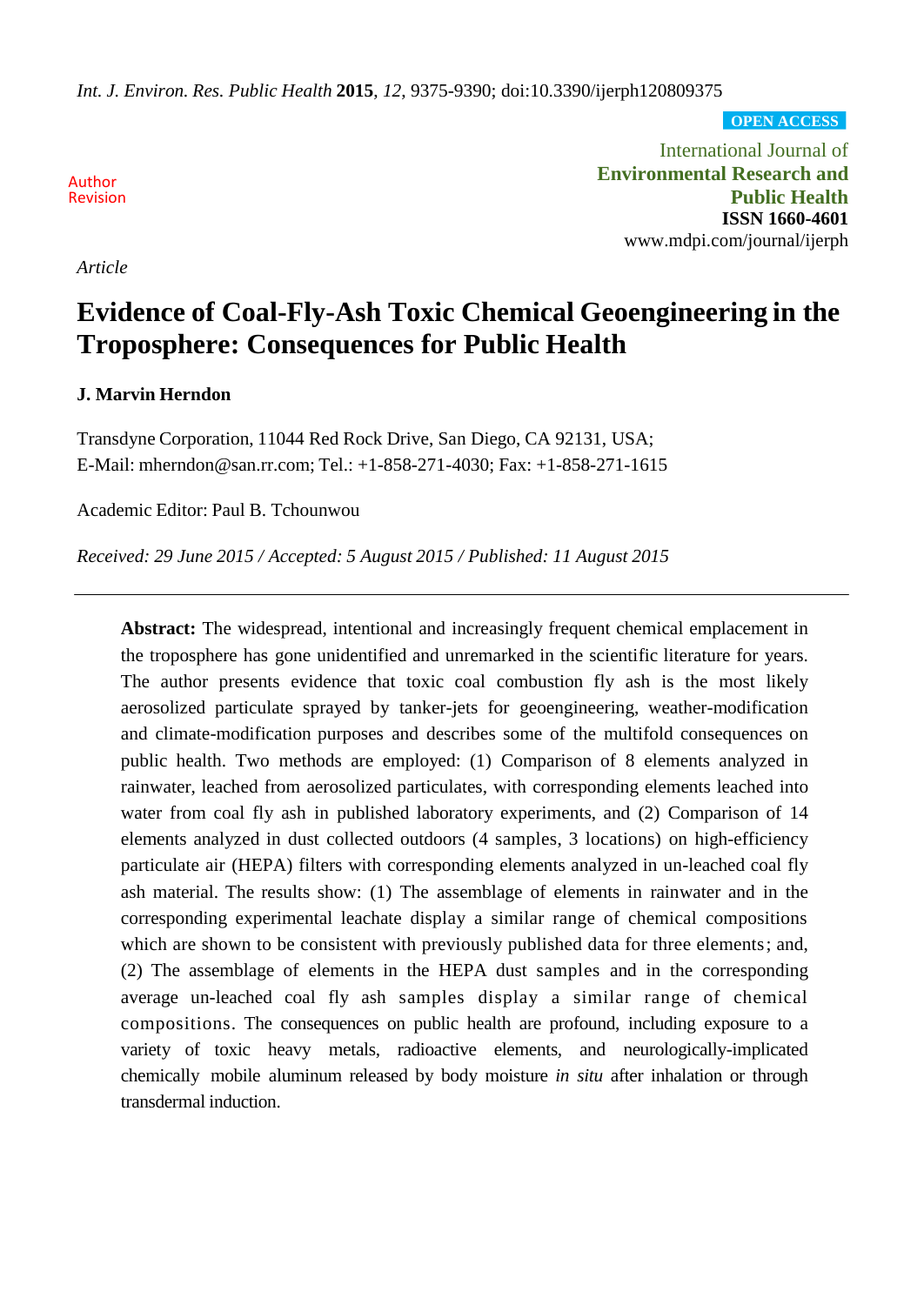OPEN ACCESS

International Journal of
**Environmental Research and Public Health**
**ISSN 1660-4601**
www.mdpi.com/journal/ijerph

Author Revision

*Article*

# Evidence of Coal-Fly-Ash Toxic Chemical Geoengineering in the Troposphere: Consequences for Public Health

**J. Marvin Herndon**

Transdyne Corporation, 11044 Red Rock Drive, San Diego, CA 92131, USA;
E-Mail: mherndon@san.rr.com; Tel.: +1-858-271-4030; Fax: +1-858-271-1615

Academic Editor: Paul B. Tchounwou

*Received: 29 June 2015 / Accepted: 5 August 2015 / Published: 11 August 2015*

---

**Abstract:** The widespread, intentional and increasingly frequent chemical emplacement in the troposphere has gone unidentified and unremarked in the scientific literature for years. The author presents evidence that toxic coal combustion fly ash is the most likely aerosolized particulate sprayed by tanker-jets for geoengineering, weather-modification and climate-modification purposes and describes some of the multifold consequences on public health. Two methods are employed: (1) Comparison of 8 elements analyzed in rainwater, leached from aerosolized particulates, with corresponding elements leached into water from coal fly ash in published laboratory experiments, and (2) Comparison of 14 elements analyzed in dust collected outdoors (4 samples, 3 locations) on high-efficiency particulate air (HEPA) filters with corresponding elements analyzed in un-leached coal fly ash material. The results show: (1) The assemblage of elements in rainwater and in the corresponding experimental leachate display a similar range of chemical compositions which are shown to be consistent with previously published data for three elements; and, (2) The assemblage of elements in the HEPA dust samples and in the corresponding average un-leached coal fly ash samples display a similar range of chemical compositions. The consequences on public health are profound, including exposure to a variety of toxic heavy metals, radioactive elements, and neurologically-implicated chemically mobile aluminum released by body moisture *in situ* after inhalation or through transdermal induction.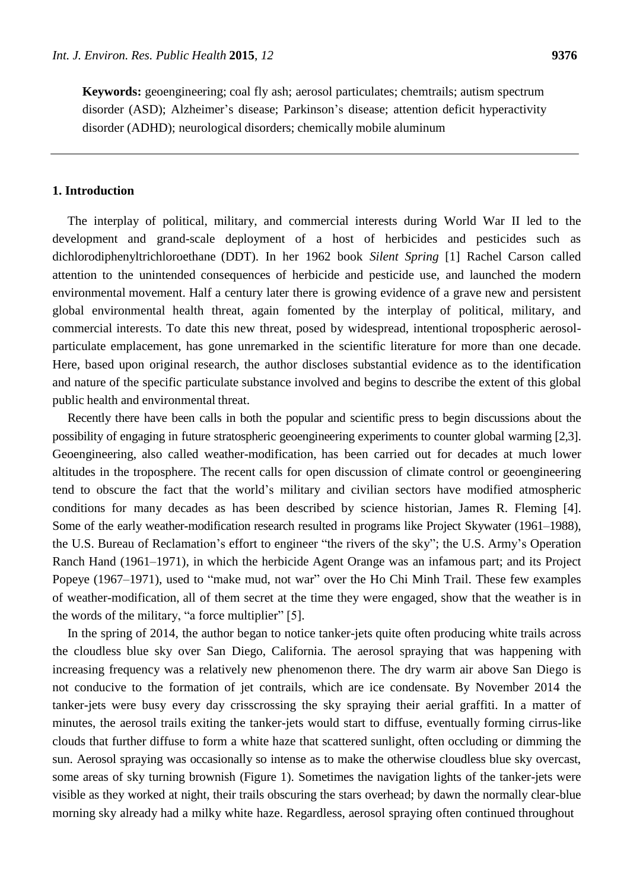**Keywords:** geoengineering; coal fly ash; aerosol particulates; chemtrails; autism spectrum disorder (ASD); Alzheimer's disease; Parkinson's disease; attention deficit hyperactivity disorder (ADHD); neurological disorders; chemically mobile aluminum

## 1. Introduction

The interplay of political, military, and commercial interests during World War II led to the development and grand-scale deployment of a host of herbicides and pesticides such as dichlorodiphenyltrichloroethane (DDT). In her 1962 book *Silent Spring* [1] Rachel Carson called attention to the unintended consequences of herbicide and pesticide use, and launched the modern environmental movement. Half a century later there is growing evidence of a grave new and persistent global environmental health threat, again fomented by the interplay of political, military, and commercial interests. To date this new threat, posed by widespread, intentional tropospheric aerosol-particulate emplacement, has gone unremarked in the scientific literature for more than one decade. Here, based upon original research, the author discloses substantial evidence as to the identification and nature of the specific particulate substance involved and begins to describe the extent of this global public health and environmental threat.

Recently there have been calls in both the popular and scientific press to begin discussions about the possibility of engaging in future stratospheric geoengineering experiments to counter global warming [2,3]. Geoengineering, also called weather-modification, has been carried out for decades at much lower altitudes in the troposphere. The recent calls for open discussion of climate control or geoengineering tend to obscure the fact that the world's military and civilian sectors have modified atmospheric conditions for many decades as has been described by science historian, James R. Fleming [4]. Some of the early weather-modification research resulted in programs like Project Skywater (1961–1988), the U.S. Bureau of Reclamation's effort to engineer "the rivers of the sky"; the U.S. Army's Operation Ranch Hand (1961–1971), in which the herbicide Agent Orange was an infamous part; and its Project Popeye (1967–1971), used to "make mud, not war" over the Ho Chi Minh Trail. These few examples of weather-modification, all of them secret at the time they were engaged, show that the weather is in the words of the military, "a force multiplier" [5].

In the spring of 2014, the author began to notice tanker-jets quite often producing white trails across the cloudless blue sky over San Diego, California. The aerosol spraying that was happening with increasing frequency was a relatively new phenomenon there. The dry warm air above San Diego is not conducive to the formation of jet contrails, which are ice condensate. By November 2014 the tanker-jets were busy every day crisscrossing the sky spraying their aerial graffiti. In a matter of minutes, the aerosol trails exiting the tanker-jets would start to diffuse, eventually forming cirrus-like clouds that further diffuse to form a white haze that scattered sunlight, often occluding or dimming the sun. Aerosol spraying was occasionally so intense as to make the otherwise cloudless blue sky overcast, some areas of sky turning brownish (Figure 1). Sometimes the navigation lights of the tanker-jets were visible as they worked at night, their trails obscuring the stars overhead; by dawn the normally clear-blue morning sky already had a milky white haze. Regardless, aerosol spraying often continued throughout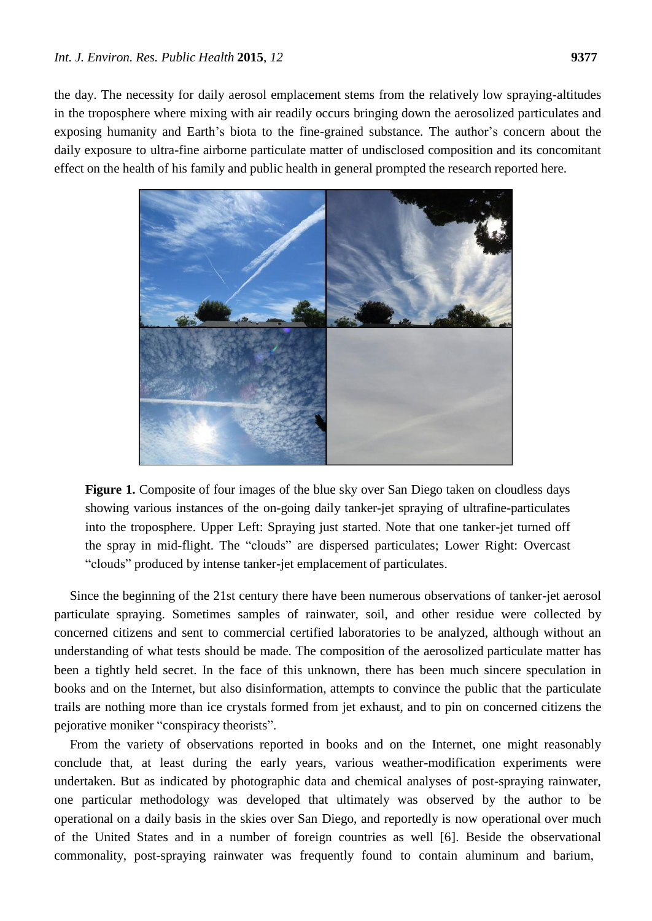the day. The necessity for daily aerosol emplacement stems from the relatively low spraying-altitudes in the troposphere where mixing with air readily occurs bringing down the aerosolized particulates and exposing humanity and Earth's biota to the fine-grained substance. The author's concern about the daily exposure to ultra-fine airborne particulate matter of undisclosed composition and its concomitant effect on the health of his family and public health in general prompted the research reported here.

**Figure 1.** Composite of four images of the blue sky over San Diego taken on cloudless days showing various instances of the on-going daily tanker-jet spraying of ultrafine-particulates into the troposphere. Upper Left: Spraying just started. Note that one tanker-jet turned off the spray in mid-flight. The "clouds" are dispersed particulates; Lower Right: Overcast "clouds" produced by intense tanker-jet emplacement of particulates.

Since the beginning of the 21st century there have been numerous observations of tanker-jet aerosol particulate spraying. Sometimes samples of rainwater, soil, and other residue were collected by concerned citizens and sent to commercial certified laboratories to be analyzed, although without an understanding of what tests should be made. The composition of the aerosolized particulate matter has been a tightly held secret. In the face of this unknown, there has been much sincere speculation in books and on the Internet, but also disinformation, attempts to convince the public that the particulate trails are nothing more than ice crystals formed from jet exhaust, and to pin on concerned citizens the pejorative moniker "conspiracy theorists".

From the variety of observations reported in books and on the Internet, one might reasonably conclude that, at least during the early years, various weather-modification experiments were undertaken. But as indicated by photographic data and chemical analyses of post-spraying rainwater, one particular methodology was developed that ultimately was observed by the author to be operational on a daily basis in the skies over San Diego, and reportedly is now operational over much of the United States and in a number of foreign countries as well [6]. Beside the observational commonality, post-spraying rainwater was frequently found to contain aluminum and barium,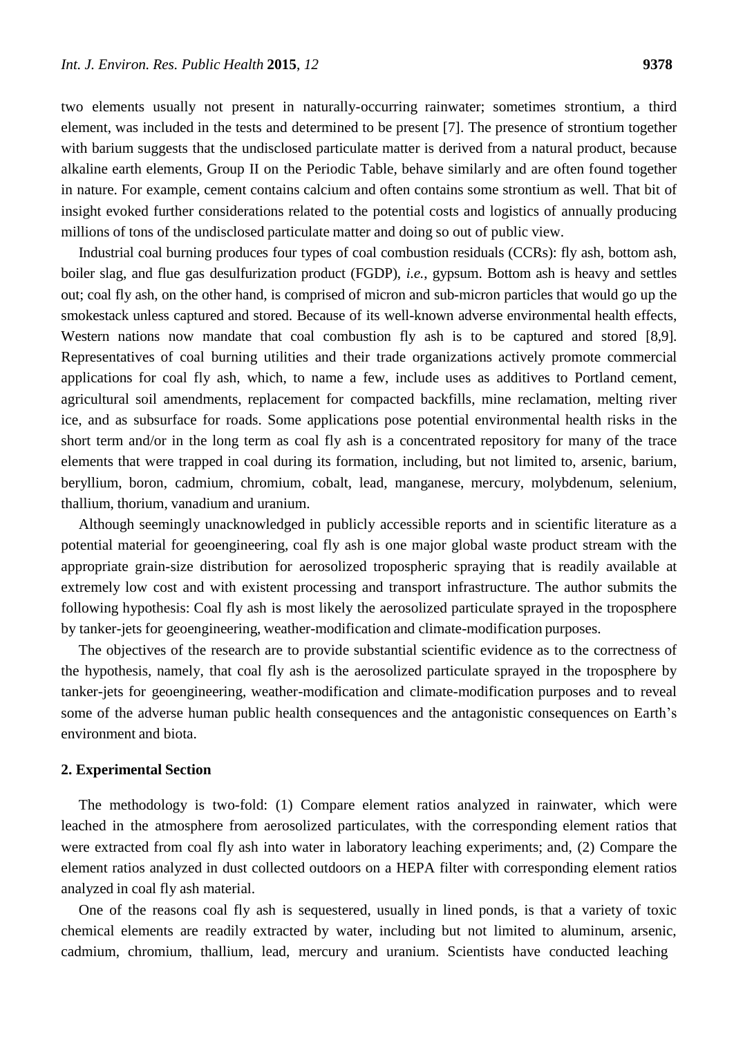two elements usually not present in naturally-occurring rainwater; sometimes strontium, a third element, was included in the tests and determined to be present [7]. The presence of strontium together with barium suggests that the undisclosed particulate matter is derived from a natural product, because alkaline earth elements, Group II on the Periodic Table, behave similarly and are often found together in nature. For example, cement contains calcium and often contains some strontium as well. That bit of insight evoked further considerations related to the potential costs and logistics of annually producing millions of tons of the undisclosed particulate matter and doing so out of public view.

Industrial coal burning produces four types of coal combustion residuals (CCRs): fly ash, bottom ash, boiler slag, and flue gas desulfurization product (FGDP), *i.e.*, gypsum. Bottom ash is heavy and settles out; coal fly ash, on the other hand, is comprised of micron and sub-micron particles that would go up the smokestack unless captured and stored. Because of its well-known adverse environmental health effects, Western nations now mandate that coal combustion fly ash is to be captured and stored [8,9]. Representatives of coal burning utilities and their trade organizations actively promote commercial applications for coal fly ash, which, to name a few, include uses as additives to Portland cement, agricultural soil amendments, replacement for compacted backfills, mine reclamation, melting river ice, and as subsurface for roads. Some applications pose potential environmental health risks in the short term and/or in the long term as coal fly ash is a concentrated repository for many of the trace elements that were trapped in coal during its formation, including, but not limited to, arsenic, barium, beryllium, boron, cadmium, chromium, cobalt, lead, manganese, mercury, molybdenum, selenium, thallium, thorium, vanadium and uranium.

Although seemingly unacknowledged in publicly accessible reports and in scientific literature as a potential material for geoengineering, coal fly ash is one major global waste product stream with the appropriate grain-size distribution for aerosolized tropospheric spraying that is readily available at extremely low cost and with existent processing and transport infrastructure. The author submits the following hypothesis: Coal fly ash is most likely the aerosolized particulate sprayed in the troposphere by tanker-jets for geoengineering, weather-modification and climate-modification purposes.

The objectives of the research are to provide substantial scientific evidence as to the correctness of the hypothesis, namely, that coal fly ash is the aerosolized particulate sprayed in the troposphere by tanker-jets for geoengineering, weather-modification and climate-modification purposes and to reveal some of the adverse human public health consequences and the antagonistic consequences on Earth's environment and biota.

## 2. Experimental Section

The methodology is two-fold: (1) Compare element ratios analyzed in rainwater, which were leached in the atmosphere from aerosolized particulates, with the corresponding element ratios that were extracted from coal fly ash into water in laboratory leaching experiments; and, (2) Compare the element ratios analyzed in dust collected outdoors on a HEPA filter with corresponding element ratios analyzed in coal fly ash material.

One of the reasons coal fly ash is sequestered, usually in lined ponds, is that a variety of toxic chemical elements are readily extracted by water, including but not limited to aluminum, arsenic, cadmium, chromium, thallium, lead, mercury and uranium. Scientists have conducted leaching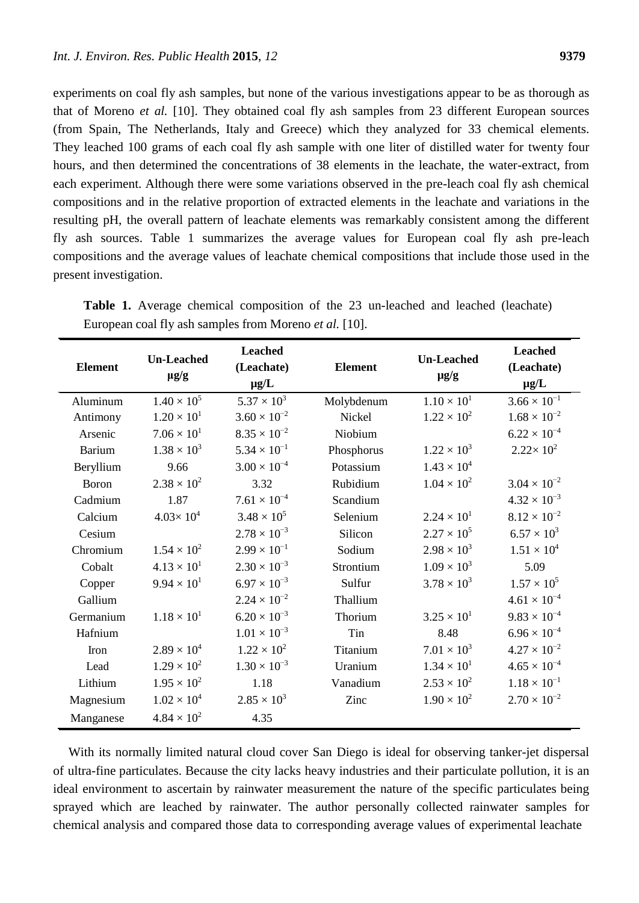experiments on coal fly ash samples, but none of the various investigations appear to be as thorough as that of Moreno *et al.* [10]. They obtained coal fly ash samples from 23 different European sources (from Spain, The Netherlands, Italy and Greece) which they analyzed for 33 chemical elements. They leached 100 grams of each coal fly ash sample with one liter of distilled water for twenty four hours, and then determined the concentrations of 38 elements in the leachate, the water-extract, from each experiment. Although there were some variations observed in the pre-leach coal fly ash chemical compositions and in the relative proportion of extracted elements in the leachate and variations in the resulting pH, the overall pattern of leachate elements was remarkably consistent among the different fly ash sources. Table 1 summarizes the average values for European coal fly ash pre-leach compositions and the average values of leachate chemical compositions that include those used in the present investigation.

**Table 1.** Average chemical composition of the 23 un-leached and leached (leachate) European coal fly ash samples from Moreno *et al.* [10].

| Element | Un-Leached μg/g | Leached (Leachate) μg/L | Element | Un-Leached μg/g | Leached (Leachate) μg/L |
|---|---|---|---|---|---|
| Aluminum | $1.40 \times 10^{5}$ | $5.37 \times 10^{3}$ | Molybdenum | $1.10 \times 10^{1}$ | $3.66 \times 10^{-1}$ |
| Antimony | $1.20 \times 10^{1}$ | $3.60 \times 10^{-2}$ | Nickel | $1.22 \times 10^{2}$ | $1.68 \times 10^{-2}$ |
| Arsenic | $7.06 \times 10^{1}$ | $8.35 \times 10^{-2}$ | Niobium | | $6.22 \times 10^{-4}$ |
| Barium | $1.38 \times 10^{3}$ | $5.34 \times 10^{-1}$ | Phosphorus | $1.22 \times 10^{3}$ | $2.22 \times 10^{2}$ |
| Beryllium | 9.66 | $3.00 \times 10^{-4}$ | Potassium | $1.43 \times 10^{4}$ | |
| Boron | $2.38 \times 10^{2}$ | 3.32 | Rubidium | $1.04 \times 10^{2}$ | $3.04 \times 10^{-2}$ |
| Cadmium | 1.87 | $7.61 \times 10^{-4}$ | Scandium | | $4.32 \times 10^{-3}$ |
| Calcium | $4.03 \times 10^{4}$ | $3.48 \times 10^{5}$ | Selenium | $2.24 \times 10^{1}$ | $8.12 \times 10^{-2}$ |
| Cesium | | $2.78 \times 10^{-3}$ | Silicon | $2.27 \times 10^{5}$ | $6.57 \times 10^{3}$ |
| Chromium | $1.54 \times 10^{2}$ | $2.99 \times 10^{-1}$ | Sodium | $2.98 \times 10^{3}$ | $1.51 \times 10^{4}$ |
| Cobalt | $4.13 \times 10^{1}$ | $2.30 \times 10^{-3}$ | Strontium | $1.09 \times 10^{3}$ | 5.09 |
| Copper | $9.94 \times 10^{1}$ | $6.97 \times 10^{-3}$ | Sulfur | $3.78 \times 10^{3}$ | $1.57 \times 10^{5}$ |
| Gallium | | $2.24 \times 10^{-2}$ | Thallium | | $4.61 \times 10^{-4}$ |
| Germanium | $1.18 \times 10^{1}$ | $6.20 \times 10^{-3}$ | Thorium | $3.25 \times 10^{1}$ | $9.83 \times 10^{-4}$ |
| Hafnium | | $1.01 \times 10^{-3}$ | Tin | 8.48 | $6.96 \times 10^{-4}$ |
| Iron | $2.89 \times 10^{4}$ | $1.22 \times 10^{2}$ | Titanium | $7.01 \times 10^{3}$ | $4.27 \times 10^{-2}$ |
| Lead | $1.29 \times 10^{2}$ | $1.30 \times 10^{-3}$ | Uranium | $1.34 \times 10^{1}$ | $4.65 \times 10^{-4}$ |
| Lithium | $1.95 \times 10^{2}$ | 1.18 | Vanadium | $2.53 \times 10^{2}$ | $1.18 \times 10^{-1}$ |
| Magnesium | $1.02 \times 10^{4}$ | $2.85 \times 10^{3}$ | Zinc | $1.90 \times 10^{2}$ | $2.70 \times 10^{-2}$ |
| Manganese | $4.84 \times 10^{2}$ | 4.35 | | | |

With its normally limited natural cloud cover San Diego is ideal for observing tanker-jet dispersal of ultra-fine particulates. Because the city lacks heavy industries and their particulate pollution, it is an ideal environment to ascertain by rainwater measurement the nature of the specific particulates being sprayed which are leached by rainwater. The author personally collected rainwater samples for chemical analysis and compared those data to corresponding average values of experimental leachate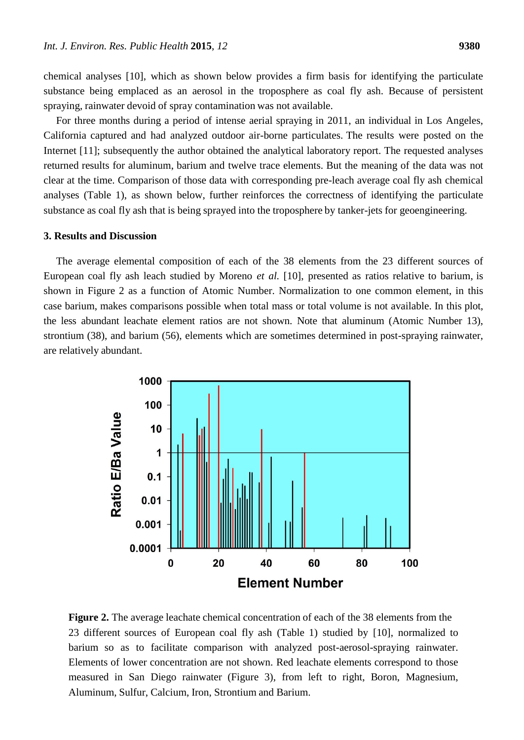chemical analyses [10], which as shown below provides a firm basis for identifying the particulate substance being emplaced as an aerosol in the troposphere as coal fly ash. Because of persistent spraying, rainwater devoid of spray contamination was not available.

For three months during a period of intense aerial spraying in 2011, an individual in Los Angeles, California captured and had analyzed outdoor air-borne particulates. The results were posted on the Internet [11]; subsequently the author obtained the analytical laboratory report. The requested analyses returned results for aluminum, barium and twelve trace elements. But the meaning of the data was not clear at the time. Comparison of those data with corresponding pre-leach average coal fly ash chemical analyses (Table 1), as shown below, further reinforces the correctness of identifying the particulate substance as coal fly ash that is being sprayed into the troposphere by tanker-jets for geoengineering.

### 3. Results and Discussion

The average elemental composition of each of the 38 elements from the 23 different sources of European coal fly ash leach studied by Moreno *et al.* [10], presented as ratios relative to barium, is shown in Figure 2 as a function of Atomic Number. Normalization to one common element, in this case barium, makes comparisons possible when total mass or total volume is not available. In this plot, the less abundant leachate element ratios are not shown. Note that aluminum (Atomic Number 13), strontium (38), and barium (56), elements which are sometimes determined in post-spraying rainwater, are relatively abundant.

**Figure 2.** The average leachate chemical concentration of each of the 38 elements from the 23 different sources of European coal fly ash (Table 1) studied by [10], normalized to barium so as to facilitate comparison with analyzed post-aerosol-spraying rainwater. Elements of lower concentration are not shown. Red leachate elements correspond to those measured in San Diego rainwater (Figure 3), from left to right, Boron, Magnesium, Aluminum, Sulfur, Calcium, Iron, Strontium and Barium.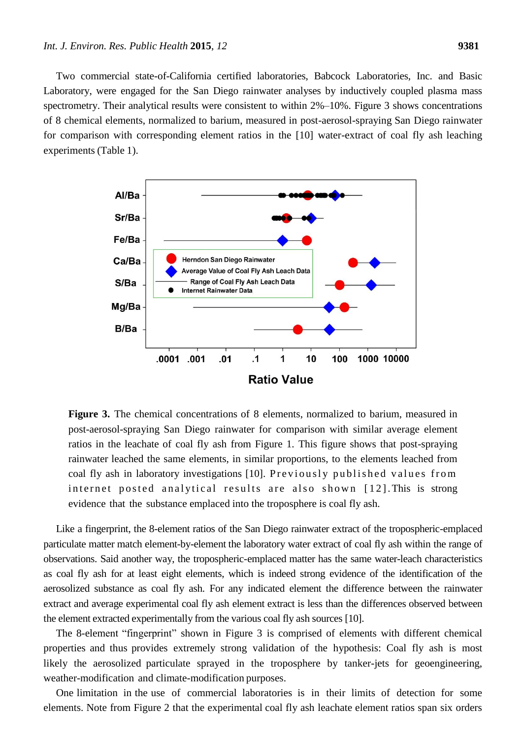Two commercial state-of-California certified laboratories, Babcock Laboratories, Inc. and Basic Laboratory, were engaged for the San Diego rainwater analyses by inductively coupled plasma mass spectrometry. Their analytical results were consistent to within 2%–10%. Figure 3 shows concentrations of 8 chemical elements, normalized to barium, measured in post-aerosol-spraying San Diego rainwater for comparison with corresponding element ratios in the [10] water-extract of coal fly ash leaching experiments (Table 1).

**Figure 3.** The chemical concentrations of 8 elements, normalized to barium, measured in post-aerosol-spraying San Diego rainwater for comparison with similar average element ratios in the leachate of coal fly ash from Figure 1. This figure shows that post-spraying rainwater leached the same elements, in similar proportions, to the elements leached from coal fly ash in laboratory investigations [10]. Previously published values from internet posted analytical results are also shown [12]. This is strong evidence that the substance emplaced into the troposphere is coal fly ash.

Like a fingerprint, the 8-element ratios of the San Diego rainwater extract of the tropospheric-emplaced particulate matter match element-by-element the laboratory water extract of coal fly ash within the range of observations. Said another way, the tropospheric-emplaced matter has the same water-leach characteristics as coal fly ash for at least eight elements, which is indeed strong evidence of the identification of the aerosolized substance as coal fly ash. For any indicated element the difference between the rainwater extract and average experimental coal fly ash element extract is less than the differences observed between the element extracted experimentally from the various coal fly ash sources [10].

The 8-element "fingerprint" shown in Figure 3 is comprised of elements with different chemical properties and thus provides extremely strong validation of the hypothesis: Coal fly ash is most likely the aerosolized particulate sprayed in the troposphere by tanker-jets for geoengineering, weather-modification and climate-modification purposes.

One limitation in the use of commercial laboratories is in their limits of detection for some elements. Note from Figure 2 that the experimental coal fly ash leachate element ratios span six orders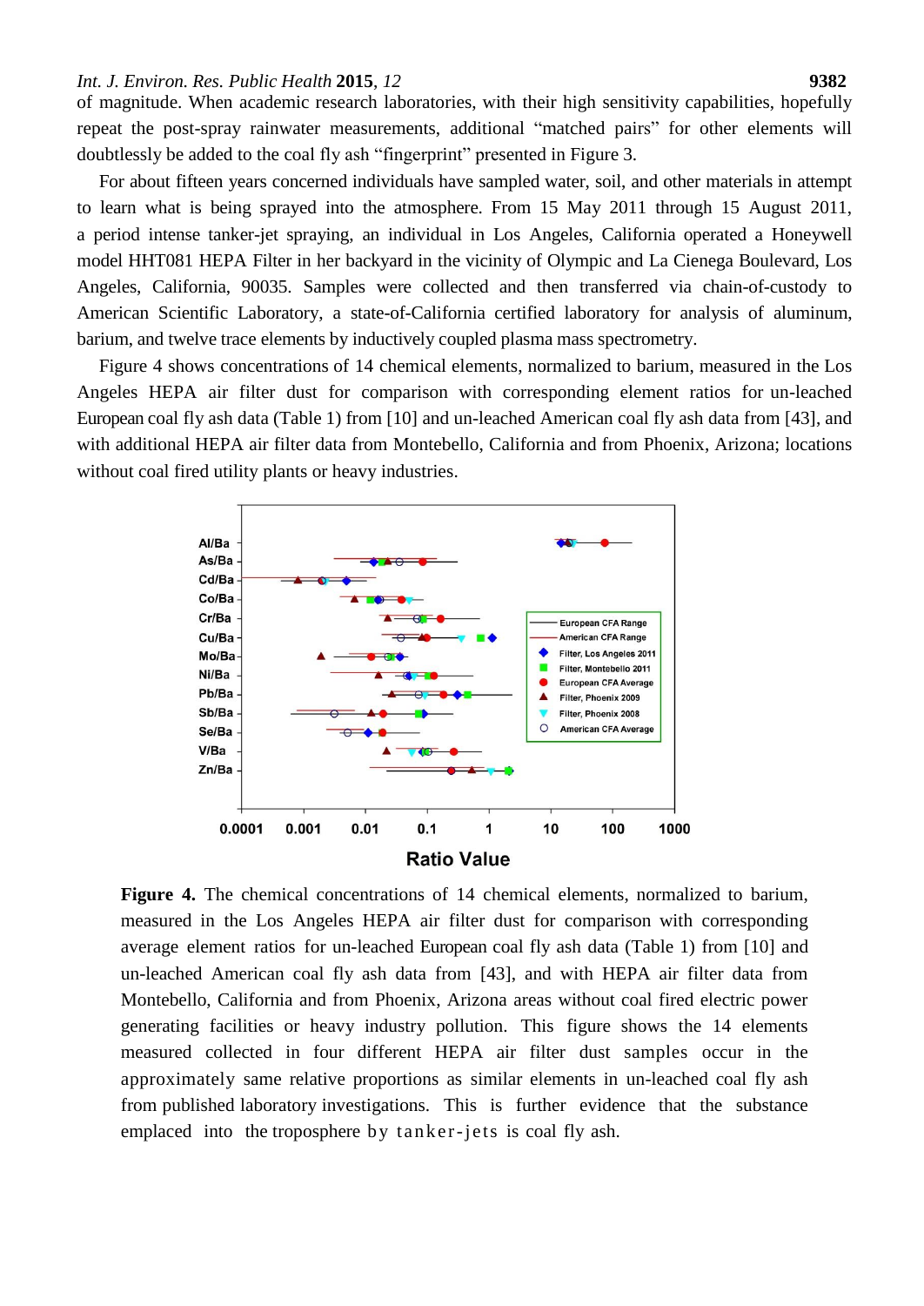of magnitude. When academic research laboratories, with their high sensitivity capabilities, hopefully repeat the post-spray rainwater measurements, additional "matched pairs" for other elements will doubtlessly be added to the coal fly ash "fingerprint" presented in Figure 3.

For about fifteen years concerned individuals have sampled water, soil, and other materials in attempt to learn what is being sprayed into the atmosphere. From 15 May 2011 through 15 August 2011, a period intense tanker-jet spraying, an individual in Los Angeles, California operated a Honeywell model HHT081 HEPA Filter in her backyard in the vicinity of Olympic and La Cienega Boulevard, Los Angeles, California, 90035. Samples were collected and then transferred via chain-of-custody to American Scientific Laboratory, a state-of-California certified laboratory for analysis of aluminum, barium, and twelve trace elements by inductively coupled plasma mass spectrometry.

Figure 4 shows concentrations of 14 chemical elements, normalized to barium, measured in the Los Angeles HEPA air filter dust for comparison with corresponding element ratios for un-leached European coal fly ash data (Table 1) from [10] and un-leached American coal fly ash data from [43], and with additional HEPA air filter data from Montebello, California and from Phoenix, Arizona; locations without coal fired utility plants or heavy industries.

**Figure 4.** The chemical concentrations of 14 chemical elements, normalized to barium, measured in the Los Angeles HEPA air filter dust for comparison with corresponding average element ratios for un-leached European coal fly ash data (Table 1) from [10] and un-leached American coal fly ash data from [43], and with HEPA air filter data from Montebello, California and from Phoenix, Arizona areas without coal fired electric power generating facilities or heavy industry pollution. This figure shows the 14 elements measured collected in four different HEPA air filter dust samples occur in the approximately same relative proportions as similar elements in un-leached coal fly ash from published laboratory investigations. This is further evidence that the substance emplaced into the troposphere by tanker-jets is coal fly ash.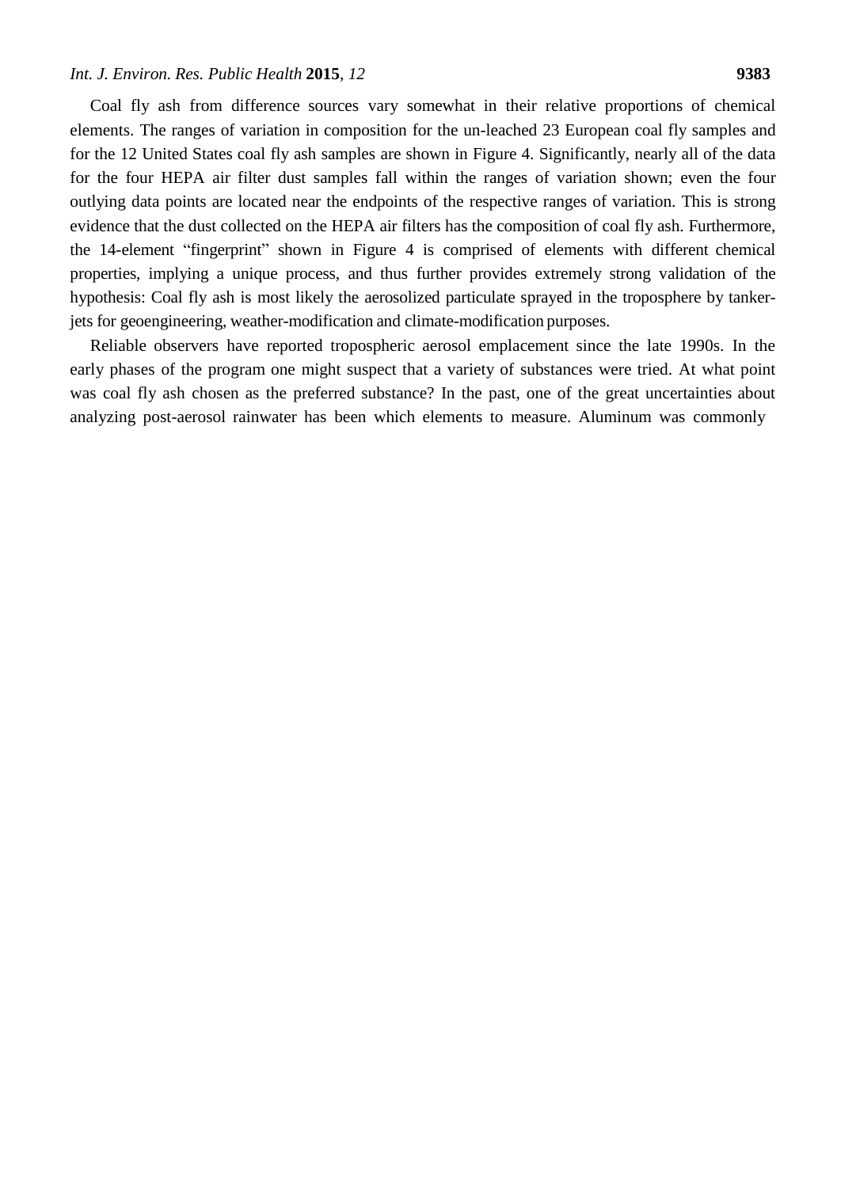Coal fly ash from difference sources vary somewhat in their relative proportions of chemical elements. The ranges of variation in composition for the un-leached 23 European coal fly samples and for the 12 United States coal fly ash samples are shown in Figure 4. Significantly, nearly all of the data for the four HEPA air filter dust samples fall within the ranges of variation shown; even the four outlying data points are located near the endpoints of the respective ranges of variation. This is strong evidence that the dust collected on the HEPA air filters has the composition of coal fly ash. Furthermore, the 14-element "fingerprint" shown in Figure 4 is comprised of elements with different chemical properties, implying a unique process, and thus further provides extremely strong validation of the hypothesis: Coal fly ash is most likely the aerosolized particulate sprayed in the troposphere by tanker-jets for geoengineering, weather-modification and climate-modification purposes.

Reliable observers have reported tropospheric aerosol emplacement since the late 1990s. In the early phases of the program one might suspect that a variety of substances were tried. At what point was coal fly ash chosen as the preferred substance? In the past, one of the great uncertainties about analyzing post-aerosol rainwater has been which elements to measure. Aluminum was commonly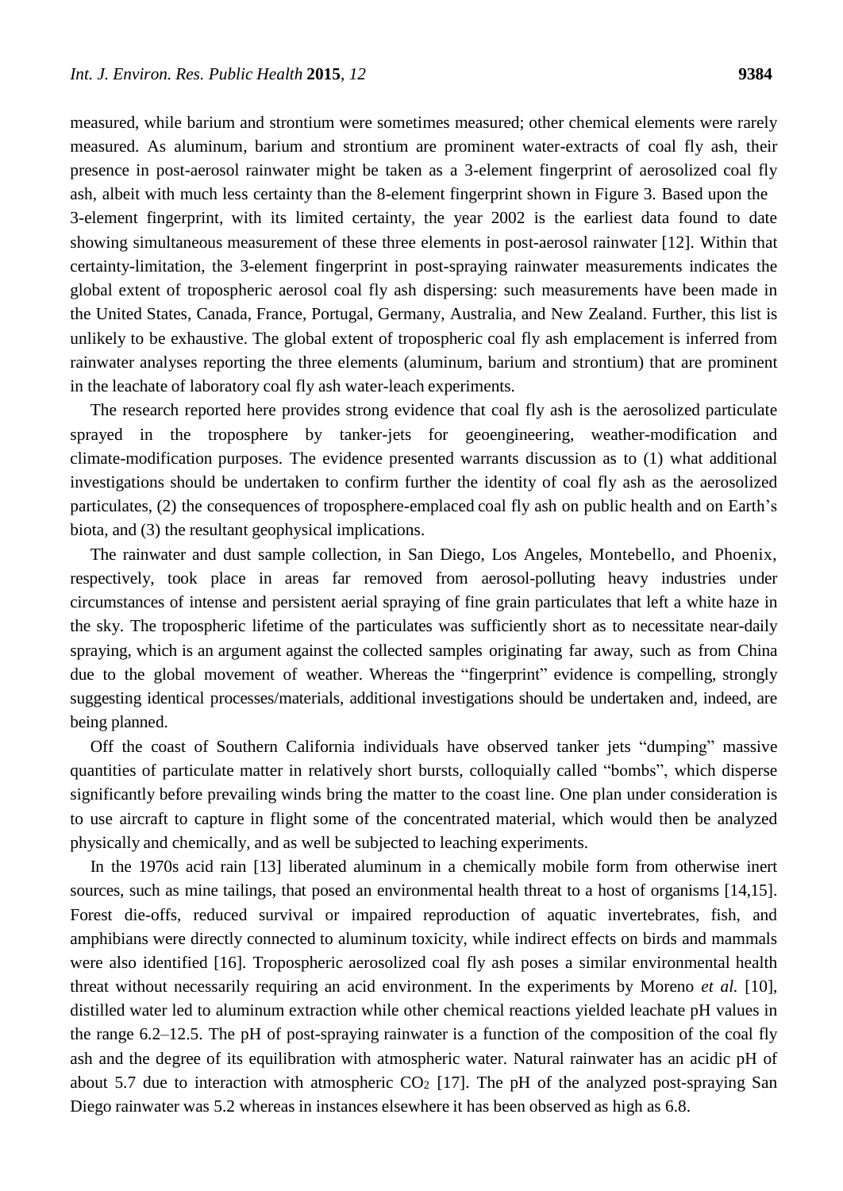measured, while barium and strontium were sometimes measured; other chemical elements were rarely measured. As aluminum, barium and strontium are prominent water-extracts of coal fly ash, their presence in post-aerosol rainwater might be taken as a 3-element fingerprint of aerosolized coal fly ash, albeit with much less certainty than the 8-element fingerprint shown in Figure 3. Based upon the 3-element fingerprint, with its limited certainty, the year 2002 is the earliest data found to date showing simultaneous measurement of these three elements in post-aerosol rainwater [12]. Within that certainty-limitation, the 3-element fingerprint in post-spraying rainwater measurements indicates the global extent of tropospheric aerosol coal fly ash dispersing: such measurements have been made in the United States, Canada, France, Portugal, Germany, Australia, and New Zealand. Further, this list is unlikely to be exhaustive. The global extent of tropospheric coal fly ash emplacement is inferred from rainwater analyses reporting the three elements (aluminum, barium and strontium) that are prominent in the leachate of laboratory coal fly ash water-leach experiments.

The research reported here provides strong evidence that coal fly ash is the aerosolized particulate sprayed in the troposphere by tanker-jets for geoengineering, weather-modification and climate-modification purposes. The evidence presented warrants discussion as to (1) what additional investigations should be undertaken to confirm further the identity of coal fly ash as the aerosolized particulates, (2) the consequences of troposphere-emplaced coal fly ash on public health and on Earth's biota, and (3) the resultant geophysical implications.

The rainwater and dust sample collection, in San Diego, Los Angeles, Montebello, and Phoenix, respectively, took place in areas far removed from aerosol-polluting heavy industries under circumstances of intense and persistent aerial spraying of fine grain particulates that left a white haze in the sky. The tropospheric lifetime of the particulates was sufficiently short as to necessitate near-daily spraying, which is an argument against the collected samples originating far away, such as from China due to the global movement of weather. Whereas the "fingerprint" evidence is compelling, strongly suggesting identical processes/materials, additional investigations should be undertaken and, indeed, are being planned.

Off the coast of Southern California individuals have observed tanker jets "dumping" massive quantities of particulate matter in relatively short bursts, colloquially called "bombs", which disperse significantly before prevailing winds bring the matter to the coast line. One plan under consideration is to use aircraft to capture in flight some of the concentrated material, which would then be analyzed physically and chemically, and as well be subjected to leaching experiments.

In the 1970s acid rain [13] liberated aluminum in a chemically mobile form from otherwise inert sources, such as mine tailings, that posed an environmental health threat to a host of organisms [14,15]. Forest die-offs, reduced survival or impaired reproduction of aquatic invertebrates, fish, and amphibians were directly connected to aluminum toxicity, while indirect effects on birds and mammals were also identified [16]. Tropospheric aerosolized coal fly ash poses a similar environmental health threat without necessarily requiring an acid environment. In the experiments by Moreno *et al.* [10], distilled water led to aluminum extraction while other chemical reactions yielded leachate pH values in the range 6.2–12.5. The pH of post-spraying rainwater is a function of the composition of the coal fly ash and the degree of its equilibration with atmospheric water. Natural rainwater has an acidic pH of about 5.7 due to interaction with atmospheric $CO_2$ [17]. The pH of the analyzed post-spraying San Diego rainwater was 5.2 whereas in instances elsewhere it has been observed as high as 6.8.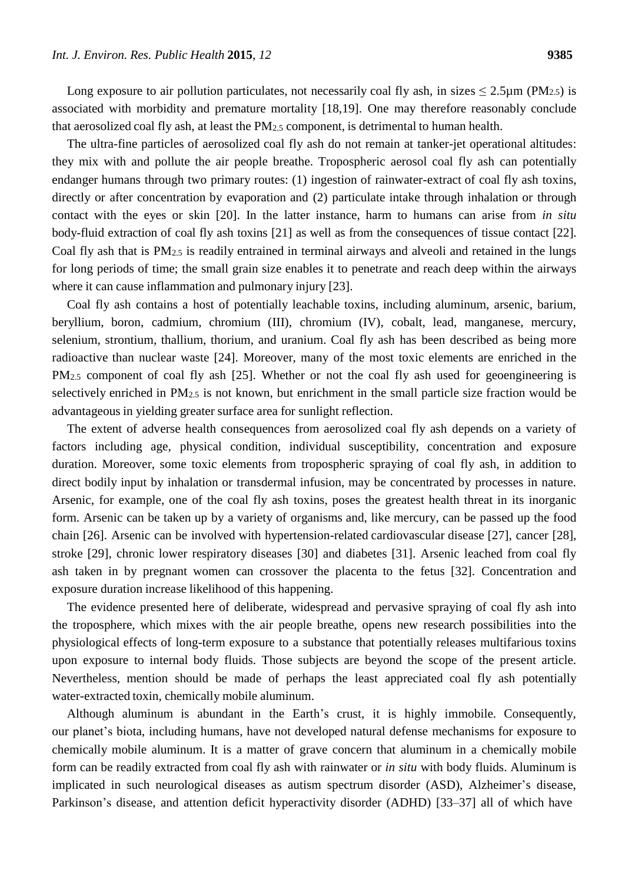Long exposure to air pollution particulates, not necessarily coal fly ash, in sizes $\leq 2.5\mu m$ ($PM_{2.5}$) is associated with morbidity and premature mortality [18,19]. One may therefore reasonably conclude that aerosolized coal fly ash, at least the $PM_{2.5}$ component, is detrimental to human health.

The ultra-fine particles of aerosolized coal fly ash do not remain at tanker-jet operational altitudes: they mix with and pollute the air people breathe. Tropospheric aerosol coal fly ash can potentially endanger humans through two primary routes: (1) ingestion of rainwater-extract of coal fly ash toxins, directly or after concentration by evaporation and (2) particulate intake through inhalation or through contact with the eyes or skin [20]. In the latter instance, harm to humans can arise from *in situ* body-fluid extraction of coal fly ash toxins [21] as well as from the consequences of tissue contact [22]. Coal fly ash that is $PM_{2.5}$ is readily entrained in terminal airways and alveoli and retained in the lungs for long periods of time; the small grain size enables it to penetrate and reach deep within the airways where it can cause inflammation and pulmonary injury [23].

Coal fly ash contains a host of potentially leachable toxins, including aluminum, arsenic, barium, beryllium, boron, cadmium, chromium (III), chromium (IV), cobalt, lead, manganese, mercury, selenium, strontium, thallium, thorium, and uranium. Coal fly ash has been described as being more radioactive than nuclear waste [24]. Moreover, many of the most toxic elements are enriched in the $PM_{2.5}$ component of coal fly ash [25]. Whether or not the coal fly ash used for geoengineering is selectively enriched in $PM_{2.5}$ is not known, but enrichment in the small particle size fraction would be advantageous in yielding greater surface area for sunlight reflection.

The extent of adverse health consequences from aerosolized coal fly ash depends on a variety of factors including age, physical condition, individual susceptibility, concentration and exposure duration. Moreover, some toxic elements from tropospheric spraying of coal fly ash, in addition to direct bodily input by inhalation or transdermal infusion, may be concentrated by processes in nature. Arsenic, for example, one of the coal fly ash toxins, poses the greatest health threat in its inorganic form. Arsenic can be taken up by a variety of organisms and, like mercury, can be passed up the food chain [26]. Arsenic can be involved with hypertension-related cardiovascular disease [27], cancer [28], stroke [29], chronic lower respiratory diseases [30] and diabetes [31]. Arsenic leached from coal fly ash taken in by pregnant women can crossover the placenta to the fetus [32]. Concentration and exposure duration increase likelihood of this happening.

The evidence presented here of deliberate, widespread and pervasive spraying of coal fly ash into the troposphere, which mixes with the air people breathe, opens new research possibilities into the physiological effects of long-term exposure to a substance that potentially releases multifarious toxins upon exposure to internal body fluids. Those subjects are beyond the scope of the present article. Nevertheless, mention should be made of perhaps the least appreciated coal fly ash potentially water-extracted toxin, chemically mobile aluminum.

Although aluminum is abundant in the Earth's crust, it is highly immobile. Consequently, our planet's biota, including humans, have not developed natural defense mechanisms for exposure to chemically mobile aluminum. It is a matter of grave concern that aluminum in a chemically mobile form can be readily extracted from coal fly ash with rainwater or *in situ* with body fluids. Aluminum is implicated in such neurological diseases as autism spectrum disorder (ASD), Alzheimer's disease, Parkinson's disease, and attention deficit hyperactivity disorder (ADHD) [33–37] all of which have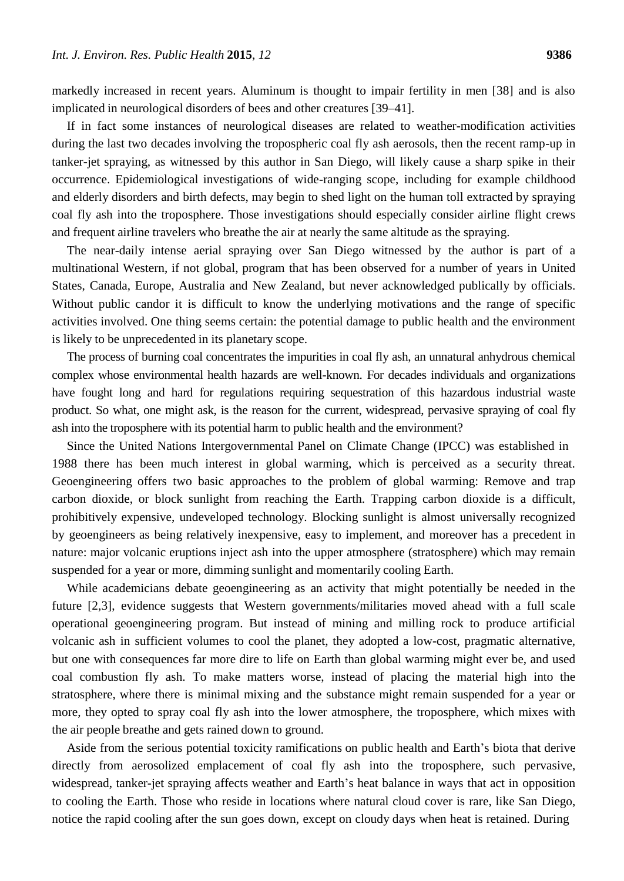markedly increased in recent years. Aluminum is thought to impair fertility in men [38] and is also implicated in neurological disorders of bees and other creatures [39–41].

If in fact some instances of neurological diseases are related to weather-modification activities during the last two decades involving the tropospheric coal fly ash aerosols, then the recent ramp-up in tanker-jet spraying, as witnessed by this author in San Diego, will likely cause a sharp spike in their occurrence. Epidemiological investigations of wide-ranging scope, including for example childhood and elderly disorders and birth defects, may begin to shed light on the human toll extracted by spraying coal fly ash into the troposphere. Those investigations should especially consider airline flight crews and frequent airline travelers who breathe the air at nearly the same altitude as the spraying.

The near-daily intense aerial spraying over San Diego witnessed by the author is part of a multinational Western, if not global, program that has been observed for a number of years in United States, Canada, Europe, Australia and New Zealand, but never acknowledged publically by officials. Without public candor it is difficult to know the underlying motivations and the range of specific activities involved. One thing seems certain: the potential damage to public health and the environment is likely to be unprecedented in its planetary scope.

The process of burning coal concentrates the impurities in coal fly ash, an unnatural anhydrous chemical complex whose environmental health hazards are well-known. For decades individuals and organizations have fought long and hard for regulations requiring sequestration of this hazardous industrial waste product. So what, one might ask, is the reason for the current, widespread, pervasive spraying of coal fly ash into the troposphere with its potential harm to public health and the environment?

Since the United Nations Intergovernmental Panel on Climate Change (IPCC) was established in 1988 there has been much interest in global warming, which is perceived as a security threat. Geoengineering offers two basic approaches to the problem of global warming: Remove and trap carbon dioxide, or block sunlight from reaching the Earth. Trapping carbon dioxide is a difficult, prohibitively expensive, undeveloped technology. Blocking sunlight is almost universally recognized by geoengineers as being relatively inexpensive, easy to implement, and moreover has a precedent in nature: major volcanic eruptions inject ash into the upper atmosphere (stratosphere) which may remain suspended for a year or more, dimming sunlight and momentarily cooling Earth.

While academicians debate geoengineering as an activity that might potentially be needed in the future [2,3], evidence suggests that Western governments/militaries moved ahead with a full scale operational geoengineering program. But instead of mining and milling rock to produce artificial volcanic ash in sufficient volumes to cool the planet, they adopted a low-cost, pragmatic alternative, but one with consequences far more dire to life on Earth than global warming might ever be, and used coal combustion fly ash. To make matters worse, instead of placing the material high into the stratosphere, where there is minimal mixing and the substance might remain suspended for a year or more, they opted to spray coal fly ash into the lower atmosphere, the troposphere, which mixes with the air people breathe and gets rained down to ground.

Aside from the serious potential toxicity ramifications on public health and Earth's biota that derive directly from aerosolized emplacement of coal fly ash into the troposphere, such pervasive, widespread, tanker-jet spraying affects weather and Earth's heat balance in ways that act in opposition to cooling the Earth. Those who reside in locations where natural cloud cover is rare, like San Diego, notice the rapid cooling after the sun goes down, except on cloudy days when heat is retained. During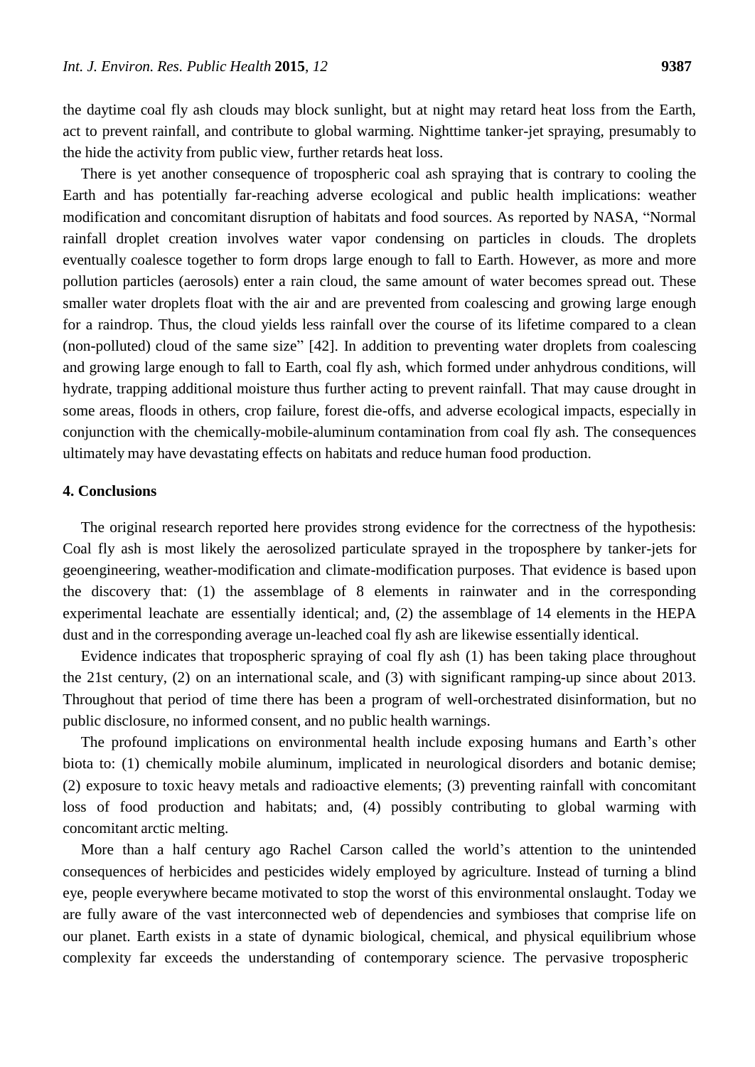the daytime coal fly ash clouds may block sunlight, but at night may retard heat loss from the Earth, act to prevent rainfall, and contribute to global warming. Nighttime tanker-jet spraying, presumably to the hide the activity from public view, further retards heat loss.

There is yet another consequence of tropospheric coal ash spraying that is contrary to cooling the Earth and has potentially far-reaching adverse ecological and public health implications: weather modification and concomitant disruption of habitats and food sources. As reported by NASA, "Normal rainfall droplet creation involves water vapor condensing on particles in clouds. The droplets eventually coalesce together to form drops large enough to fall to Earth. However, as more and more pollution particles (aerosols) enter a rain cloud, the same amount of water becomes spread out. These smaller water droplets float with the air and are prevented from coalescing and growing large enough for a raindrop. Thus, the cloud yields less rainfall over the course of its lifetime compared to a clean (non-polluted) cloud of the same size" [42]. In addition to preventing water droplets from coalescing and growing large enough to fall to Earth, coal fly ash, which formed under anhydrous conditions, will hydrate, trapping additional moisture thus further acting to prevent rainfall. That may cause drought in some areas, floods in others, crop failure, forest die-offs, and adverse ecological impacts, especially in conjunction with the chemically-mobile-aluminum contamination from coal fly ash. The consequences ultimately may have devastating effects on habitats and reduce human food production.

## 4. Conclusions

The original research reported here provides strong evidence for the correctness of the hypothesis: Coal fly ash is most likely the aerosolized particulate sprayed in the troposphere by tanker-jets for geoengineering, weather-modification and climate-modification purposes. That evidence is based upon the discovery that: (1) the assemblage of 8 elements in rainwater and in the corresponding experimental leachate are essentially identical; and, (2) the assemblage of 14 elements in the HEPA dust and in the corresponding average un-leached coal fly ash are likewise essentially identical.

Evidence indicates that tropospheric spraying of coal fly ash (1) has been taking place throughout the 21st century, (2) on an international scale, and (3) with significant ramping-up since about 2013. Throughout that period of time there has been a program of well-orchestrated disinformation, but no public disclosure, no informed consent, and no public health warnings.

The profound implications on environmental health include exposing humans and Earth's other biota to: (1) chemically mobile aluminum, implicated in neurological disorders and botanic demise; (2) exposure to toxic heavy metals and radioactive elements; (3) preventing rainfall with concomitant loss of food production and habitats; and, (4) possibly contributing to global warming with concomitant arctic melting.

More than a half century ago Rachel Carson called the world's attention to the unintended consequences of herbicides and pesticides widely employed by agriculture. Instead of turning a blind eye, people everywhere became motivated to stop the worst of this environmental onslaught. Today we are fully aware of the vast interconnected web of dependencies and symbioses that comprise life on our planet. Earth exists in a state of dynamic biological, chemical, and physical equilibrium whose complexity far exceeds the understanding of contemporary science. The pervasive tropospheric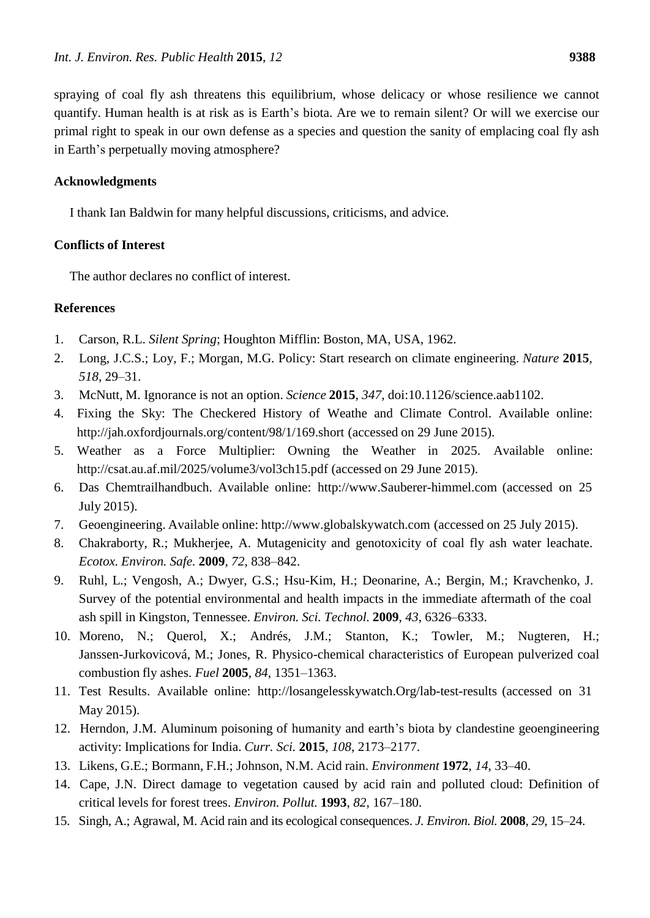spraying of coal fly ash threatens this equilibrium, whose delicacy or whose resilience we cannot quantify. Human health is at risk as is Earth's biota. Are we to remain silent? Or will we exercise our primal right to speak in our own defense as a species and question the sanity of emplacing coal fly ash in Earth's perpetually moving atmosphere?

## Acknowledgments

I thank Ian Baldwin for many helpful discussions, criticisms, and advice.

## Conflicts of Interest

The author declares no conflict of interest.

## References

1. Carson, R.L. *Silent Spring*; Houghton Mifflin: Boston, MA, USA, 1962.
2. Long, J.C.S.; Loy, F.; Morgan, M.G. Policy: Start research on climate engineering. *Nature* **2015**, *518*, 29–31.
3. McNutt, M. Ignorance is not an option. *Science* **2015**, *347*, doi:10.1126/science.aab1102.
4. Fixing the Sky: The Checkered History of Weathe and Climate Control. Available online: http://jah.oxfordjournals.org/content/98/1/169.short (accessed on 29 June 2015).
5. Weather as a Force Multiplier: Owning the Weather in 2025. Available online: http://csat.au.af.mil/2025/volume3/vol3ch15.pdf (accessed on 29 June 2015).
6. Das Chemtrailhandbuch. Available online: http://www.Sauberer-himmel.com (accessed on 25 July 2015).
7. Geoengineering. Available online: http://www.globalskywatch.com (accessed on 25 July 2015).
8. Chakraborty, R.; Mukherjee, A. Mutagenicity and genotoxicity of coal fly ash water leachate. *Ecotox. Environ. Safe.* **2009**, *72*, 838–842.
9. Ruhl, L.; Vengosh, A.; Dwyer, G.S.; Hsu-Kim, H.; Deonarine, A.; Bergin, M.; Kravchenko, J. Survey of the potential environmental and health impacts in the immediate aftermath of the coal ash spill in Kingston, Tennessee. *Environ. Sci. Technol.* **2009**, *43*, 6326–6333.
10. Moreno, N.; Querol, X.; Andrés, J.M.; Stanton, K.; Towler, M.; Nugteren, H.; Janssen-Jurkovicová, M.; Jones, R. Physico-chemical characteristics of European pulverized coal combustion fly ashes. *Fuel* **2005**, *84*, 1351–1363.
11. Test Results. Available online: http://losangelesskywatch.Org/lab-test-results (accessed on 31 May 2015).
12. Herndon, J.M. Aluminum poisoning of humanity and earth's biota by clandestine geoengineering activity: Implications for India. *Curr. Sci.* **2015**, *108*, 2173–2177.
13. Likens, G.E.; Bormann, F.H.; Johnson, N.M. Acid rain. *Environment* **1972**, *14*, 33–40.
14. Cape, J.N. Direct damage to vegetation caused by acid rain and polluted cloud: Definition of critical levels for forest trees. *Environ. Pollut.* **1993**, *82*, 167–180.
15. Singh, A.; Agrawal, M. Acid rain and its ecological consequences. *J. Environ. Biol.* **2008**, *29*, 15–24.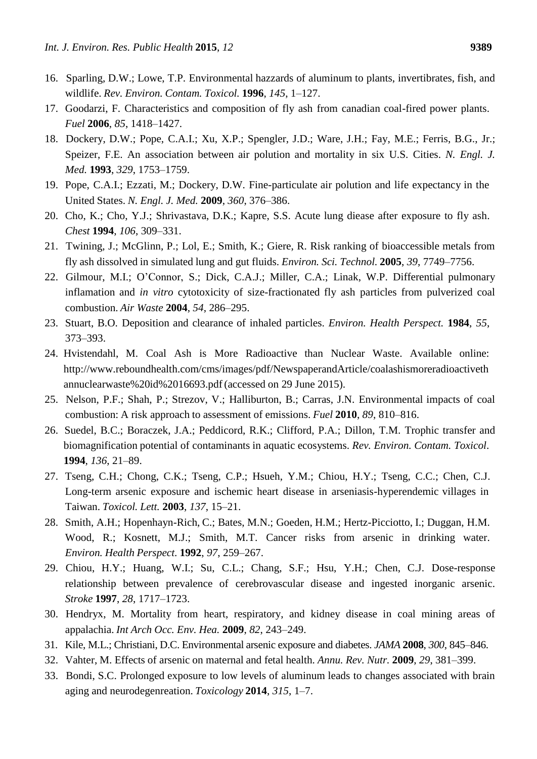16. Sparling, D.W.; Lowe, T.P. Environmental hazzards of aluminum to plants, invertibrates, fish, and wildlife. *Rev. Environ. Contam. Toxicol.* **1996**, *145*, 1–127.
17. Goodarzi, F. Characteristics and composition of fly ash from canadian coal-fired power plants. *Fuel* **2006**, *85*, 1418–1427.
18. Dockery, D.W.; Pope, C.A.I.; Xu, X.P.; Spengler, J.D.; Ware, J.H.; Fay, M.E.; Ferris, B.G., Jr.; Speizer, F.E. An association between air polution and mortality in six U.S. Cities. *N. Engl. J. Med.* **1993**, *329*, 1753–1759.
19. Pope, C.A.I.; Ezzati, M.; Dockery, D.W. Fine-particulate air polution and life expectancy in the United States. *N. Engl. J. Med.* **2009**, *360*, 376–386.
20. Cho, K.; Cho, Y.J.; Shrivastava, D.K.; Kapre, S.S. Acute lung diease after exposure to fly ash. *Chest* **1994**, *106*, 309–331.
21. Twining, J.; McGlinn, P.; Lol, E.; Smith, K.; Giere, R. Risk ranking of bioaccessible metals from fly ash dissolved in simulated lung and gut fluids. *Environ. Sci. Technol.* **2005**, *39*, 7749–7756.
22. Gilmour, M.I.; O'Connor, S.; Dick, C.A.J.; Miller, C.A.; Linak, W.P. Differential pulmonary inflamation and *in vitro* cytotoxicity of size-fractionated fly ash particles from pulverized coal combustion. *Air Waste* **2004**, *54*, 286–295.
23. Stuart, B.O. Deposition and clearance of inhaled particles. *Environ. Health Perspect.* **1984**, *55*, 373–393.
24. Hvistendahl, M. Coal Ash is More Radioactive than Nuclear Waste. Available online: http://www.reboundhealth.com/cms/images/pdf/NewspaperandArticle/coalashismoreradioactivethannuclearwaste%20id%2016693.pdf (accessed on 29 June 2015).
25. Nelson, P.F.; Shah, P.; Strezov, V.; Halliburton, B.; Carras, J.N. Environmental impacts of coal combustion: A risk approach to assessment of emissions. *Fuel* **2010**, *89*, 810–816.
26. Suedel, B.C.; Boraczek, J.A.; Peddicord, R.K.; Clifford, P.A.; Dillon, T.M. Trophic transfer and biomagnification potential of contaminants in aquatic ecosystems. *Rev. Environ. Contam. Toxicol*. **1994**, *136*, 21–89.
27. Tseng, C.H.; Chong, C.K.; Tseng, C.P.; Hsueh, Y.M.; Chiou, H.Y.; Tseng, C.C.; Chen, C.J. Long-term arsenic exposure and ischemic heart disease in arseniasis-hyperendemic villages in Taiwan. *Toxicol. Lett.* **2003**, *137*, 15–21.
28. Smith, A.H.; Hopenhayn-Rich, C.; Bates, M.N.; Goeden, H.M.; Hertz-Picciotto, I.; Duggan, H.M. Wood, R.; Kosnett, M.J.; Smith, M.T. Cancer risks from arsenic in drinking water. *Environ. Health Perspect*. **1992**, *97*, 259–267.
29. Chiou, H.Y.; Huang, W.I.; Su, C.L.; Chang, S.F.; Hsu, Y.H.; Chen, C.J. Dose-response relationship between prevalence of cerebrovascular disease and ingested inorganic arsenic. *Stroke* **1997**, *28*, 1717–1723.
30. Hendryx, M. Mortality from heart, respiratory, and kidney disease in coal mining areas of appalachia. *Int Arch Occ. Env. Hea.* **2009**, *82*, 243–249.
31. Kile, M.L.; Christiani, D.C. Environmental arsenic exposure and diabetes. *JAMA* **2008**, *300*, 845–846.
32. Vahter, M. Effects of arsenic on maternal and fetal health. *Annu. Rev. Nutr.* **2009**, *29*, 381–399.
33. Bondi, S.C. Prolonged exposure to low levels of aluminum leads to changes associated with brain aging and neurodegenreation. *Toxicology* **2014**, *315*, 1–7.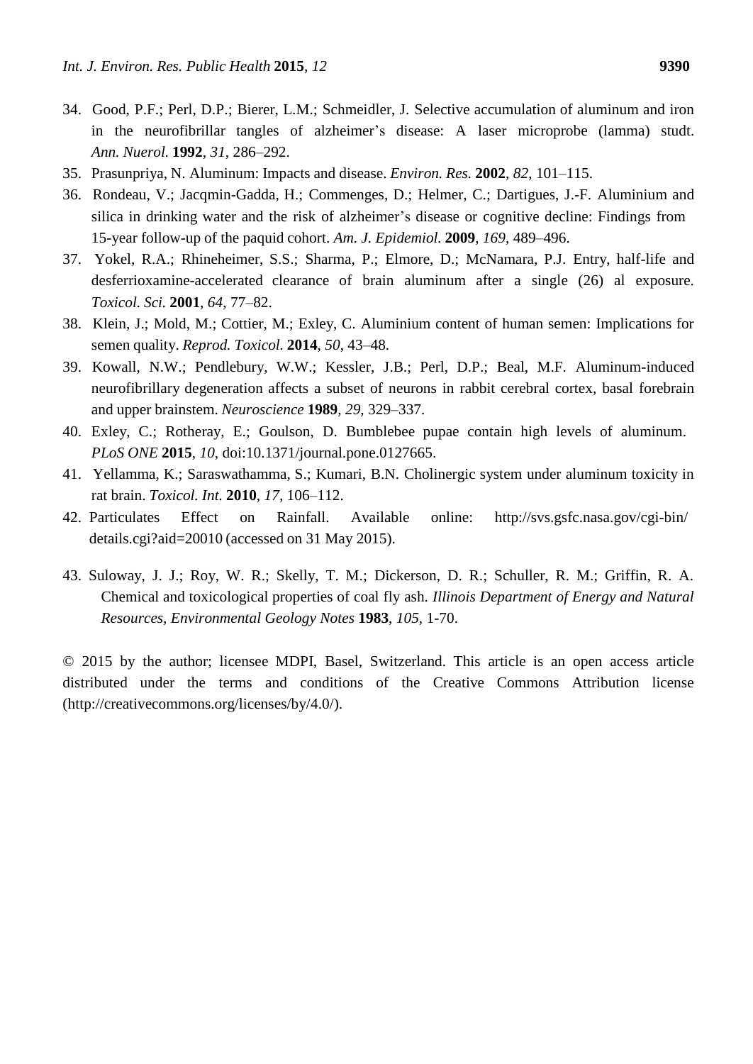34. Good, P.F.; Perl, D.P.; Bierer, L.M.; Schmeidler, J. Selective accumulation of aluminum and iron in the neurofibrillar tangles of alzheimer's disease: A laser microprobe (lamma) studt. *Ann. Nuerol.* **1992**, *31*, 286–292.
35. Prasunpriya, N. Aluminum: Impacts and disease. *Environ. Res.* **2002**, *82*, 101–115.
36. Rondeau, V.; Jacqmin-Gadda, H.; Commenges, D.; Helmer, C.; Dartigues, J.-F. Aluminium and silica in drinking water and the risk of alzheimer's disease or cognitive decline: Findings from 15-year follow-up of the paquid cohort. *Am. J. Epidemiol.* **2009**, *169*, 489–496.
37. Yokel, R.A.; Rhineheimer, S.S.; Sharma, P.; Elmore, D.; McNamara, P.J. Entry, half-life and desferrioxamine-accelerated clearance of brain aluminum after a single (26) al exposure. *Toxicol. Sci.* **2001**, *64*, 77–82.
38. Klein, J.; Mold, M.; Cottier, M.; Exley, C. Aluminium content of human semen: Implications for semen quality. *Reprod. Toxicol.* **2014**, *50*, 43–48.
39. Kowall, N.W.; Pendlebury, W.W.; Kessler, J.B.; Perl, D.P.; Beal, M.F. Aluminum-induced neurofibrillary degeneration affects a subset of neurons in rabbit cerebral cortex, basal forebrain and upper brainstem. *Neuroscience* **1989**, *29*, 329–337.
40. Exley, C.; Rotheray, E.; Goulson, D. Bumblebee pupae contain high levels of aluminum. *PLoS ONE* **2015**, *10*, doi:10.1371/journal.pone.0127665.
41. Yellamma, K.; Saraswathamma, S.; Kumari, B.N. Cholinergic system under aluminum toxicity in rat brain. *Toxicol. Int.* **2010**, *17*, 106–112.
42. Particulates Effect on Rainfall. Available online: http://svs.gsfc.nasa.gov/cgi-bin/details.cgi?aid=20010 (accessed on 31 May 2015).
43. Suloway, J. J.; Roy, W. R.; Skelly, T. M.; Dickerson, D. R.; Schuller, R. M.; Griffin, R. A. Chemical and toxicological properties of coal fly ash. *Illinois Department of Energy and Natural Resources, Environmental Geology Notes* **1983**, *105*, 1-70.

© 2015 by the author; licensee MDPI, Basel, Switzerland. This article is an open access article distributed under the terms and conditions of the Creative Commons Attribution license (http://creativecommons.org/licenses/by/4.0/).